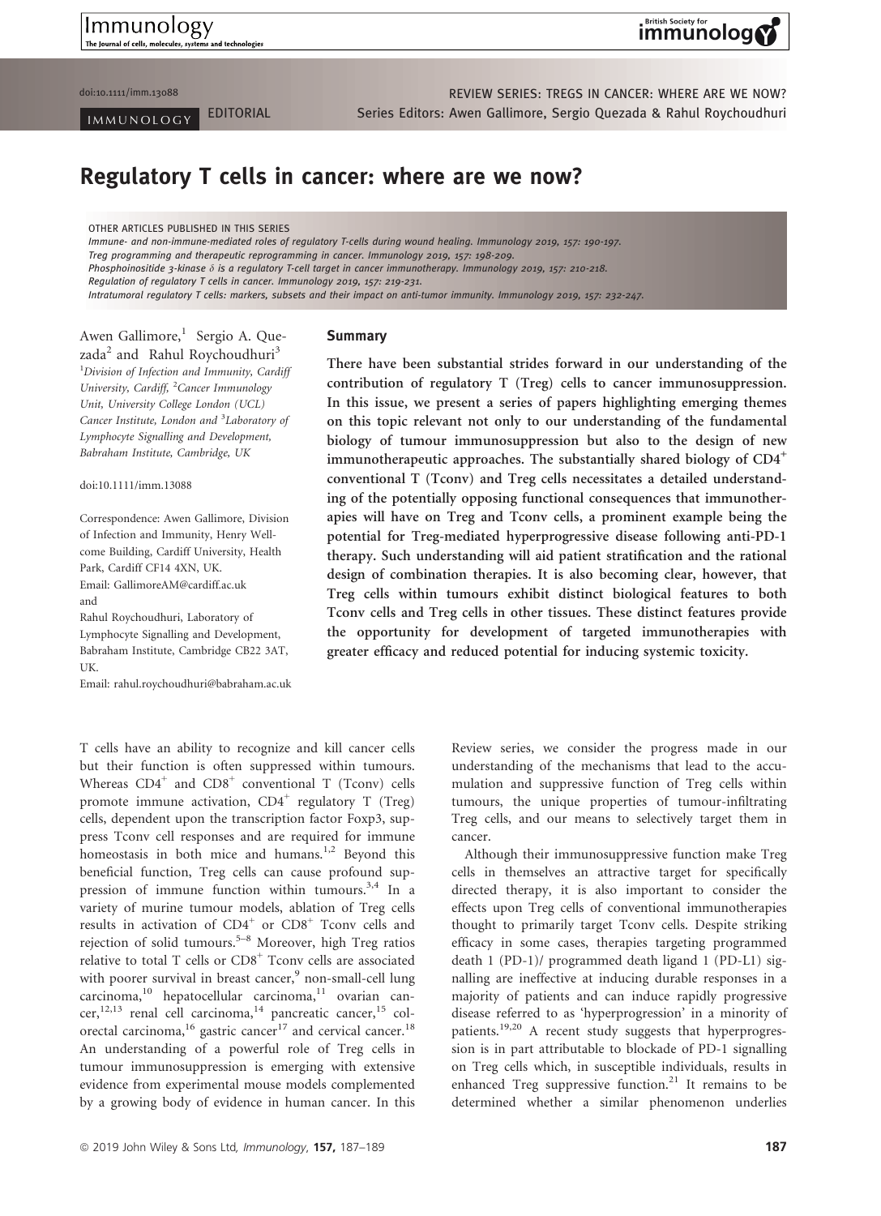REVIEW SERIES: TREGS IN CANCER: WHERE ARE WE NOW?
Series Editors: Awen Gallimore, Sergio Quezada & Rahul Roychoudhuri

EDITORIAL

# Regulatory T cells in cancer: where are we now?

OTHER ARTICLES PUBLISHED IN THIS SERIES

*Immune- and non-immune-mediated roles of regulatory T-cells during wound healing. Immunology 2019, 157: 190-197.*
*Treg programming and therapeutic reprogramming in cancer. Immunology 2019, 157: 198-209.*
*Phosphoinositide 3-kinase δ is a regulatory T-cell target in cancer immunotherapy. Immunology 2019, 157: 210-218.*
*Regulation of regulatory T cells in cancer. Immunology 2019, 157: 219-231.*
*Intratumoral regulatory T cells: markers, subsets and their impact on anti-tumor immunity. Immunology 2019, 157: 232-247.*

Awen Gallimore,[1] Sergio A. Quezada[2] and Rahul Roychoudhuri[3]

[1]Division of Infection and Immunity, Cardiff University, Cardiff, [2]Cancer Immunology Unit, University College London (UCL) Cancer Institute, London and [3]Laboratory of Lymphocyte Signalling and Development, Babraham Institute, Cambridge, UK

doi:10.1111/imm.13088

Correspondence: Awen Gallimore, Division of Infection and Immunity, Henry Wellcome Building, Cardiff University, Health Park, Cardiff CF14 4XN, UK.
Email: GallimoreAM@cardiff.ac.uk
and
Rahul Roychoudhuri, Laboratory of Lymphocyte Signalling and Development, Babraham Institute, Cambridge CB22 3AT, UK.
Email: rahul.roychoudhuri@babraham.ac.uk

## Summary

**There have been substantial strides forward in our understanding of the contribution of regulatory T (Treg) cells to cancer immunosuppression. In this issue, we present a series of papers highlighting emerging themes on this topic relevant not only to our understanding of the fundamental biology of tumour immunosuppression but also to the design of new immunotherapeutic approaches. The substantially shared biology of $CD4^+$ conventional T (Tconv) and Treg cells necessitates a detailed understanding of the potentially opposing functional consequences that immunotherapies will have on Treg and Tconv cells, a prominent example being the potential for Treg-mediated hyperprogressive disease following anti-PD-1 therapy. Such understanding will aid patient stratification and the rational design of combination therapies. It is also becoming clear, however, that Treg cells within tumours exhibit distinct biological features to both Tconv cells and Treg cells in other tissues. These distinct features provide the opportunity for development of targeted immunotherapies with greater efficacy and reduced potential for inducing systemic toxicity.**

T cells have an ability to recognize and kill cancer cells but their function is often suppressed within tumours. Whereas $CD4^+$ and $CD8^+$ conventional T (Tconv) cells promote immune activation, $CD4^+$ regulatory T (Treg) cells, dependent upon the transcription factor Foxp3, suppress Tconv cell responses and are required for immune homeostasis in both mice and humans.[1,2] Beyond this beneficial function, Treg cells can cause profound suppression of immune function within tumours.[3,4] In a variety of murine tumour models, ablation of Treg cells results in activation of $CD4^+$ or $CD8^+$ Tconv cells and rejection of solid tumours.[5–8] Moreover, high Treg ratios relative to total T cells or $CD8^+$ Tconv cells are associated with poorer survival in breast cancer,[9] non-small-cell lung carcinoma,[10] hepatocellular carcinoma,[11] ovarian cancer,[12,13] renal cell carcinoma,[14] pancreatic cancer,[15] colorectal carcinoma,[16] gastric cancer[17] and cervical cancer.[18] An understanding of a powerful role of Treg cells in tumour immunosuppression is emerging with extensive evidence from experimental mouse models complemented by a growing body of evidence in human cancer. In this Review series, we consider the progress made in our understanding of the mechanisms that lead to the accumulation and suppressive function of Treg cells within tumours, the unique properties of tumour-infiltrating Treg cells, and our means to selectively target them in cancer.

Although their immunosuppressive function make Treg cells in themselves an attractive target for specifically directed therapy, it is also important to consider the effects upon Treg cells of conventional immunotherapies thought to primarily target Tconv cells. Despite striking efficacy in some cases, therapies targeting programmed death 1 (PD-1)/ programmed death ligand 1 (PD-L1) signalling are ineffective at inducing durable responses in a majority of patients and can induce rapidly progressive disease referred to as 'hyperprogression' in a minority of patients.[19,20] A recent study suggests that hyperprogression is in part attributable to blockade of PD-1 signalling on Treg cells which, in susceptible individuals, results in enhanced Treg suppressive function.[21] It remains to be determined whether a similar phenomenon underlies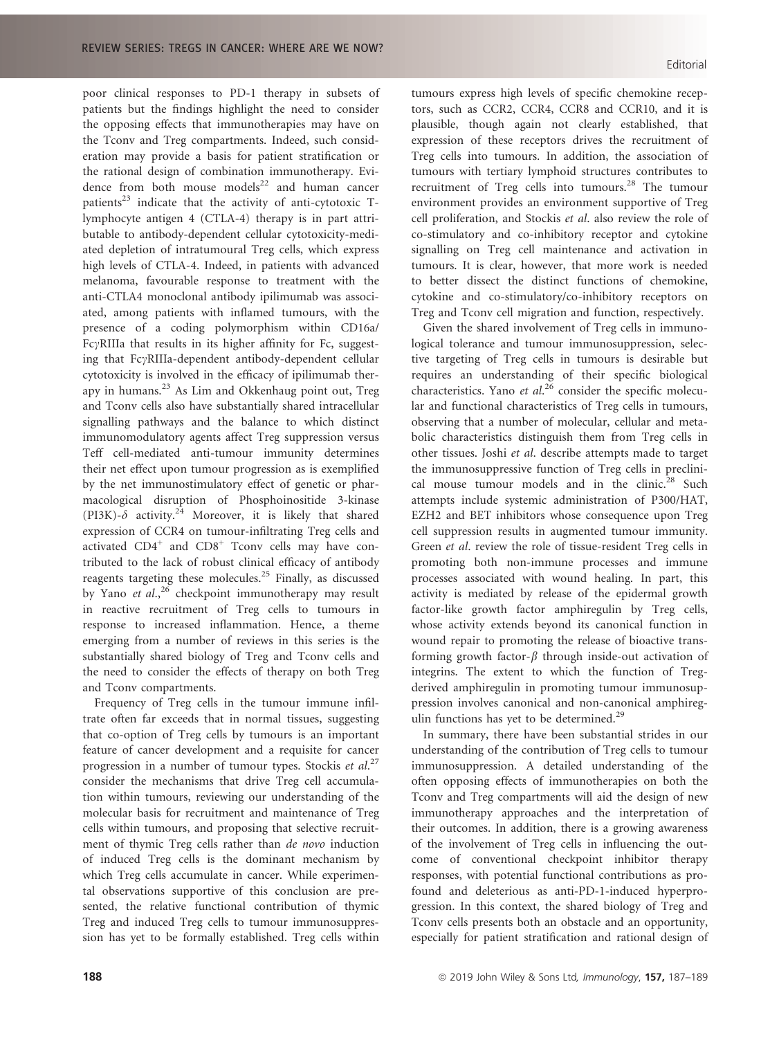poor clinical responses to PD-1 therapy in subsets of patients but the findings highlight the need to consider the opposing effects that immunotherapies may have on the Tconv and Treg compartments. Indeed, such consideration may provide a basis for patient stratification or the rational design of combination immunotherapy. Evidence from both mouse models[22] and human cancer patients[23] indicate that the activity of anti-cytotoxic T-lymphocyte antigen 4 (CTLA-4) therapy is in part attributable to antibody-dependent cellular cytotoxicity-mediated depletion of intratumoural Treg cells, which express high levels of CTLA-4. Indeed, in patients with advanced melanoma, favourable response to treatment with the anti-CTLA4 monoclonal antibody ipilimumab was associated, among patients with inflamed tumours, with the presence of a coding polymorphism within CD16a/Fc$\gamma$RIIIa that results in its higher affinity for Fc, suggesting that Fc$\gamma$RIIIa-dependent antibody-dependent cellular cytotoxicity is involved in the efficacy of ipilimumab therapy in humans.[23] As Lim and Okkenhaug point out, Treg and Tconv cells also have substantially shared intracellular signalling pathways and the balance to which distinct immunomodulatory agents affect Treg suppression versus Teff cell-mediated anti-tumour immunity determines their net effect upon tumour progression as is exemplified by the net immunostimulatory effect of genetic or pharmacological disruption of Phosphoinositide 3-kinase (PI3K)-$\delta$ activity.[24] Moreover, it is likely that shared expression of CCR4 on tumour-infiltrating Treg cells and activated $CD4^+$ and $CD8^+$ Tconv cells may have contributed to the lack of robust clinical efficacy of antibody reagents targeting these molecules.[25] Finally, as discussed by Yano *et al.*,[26] checkpoint immunotherapy may result in reactive recruitment of Treg cells to tumours in response to increased inflammation. Hence, a theme emerging from a number of reviews in this series is the substantially shared biology of Treg and Tconv cells and the need to consider the effects of therapy on both Treg and Tconv compartments.

Frequency of Treg cells in the tumour immune infiltrate often far exceeds that in normal tissues, suggesting that co-option of Treg cells by tumours is an important feature of cancer development and a requisite for cancer progression in a number of tumour types. Stockis *et al.*[27] consider the mechanisms that drive Treg cell accumulation within tumours, reviewing our understanding of the molecular basis for recruitment and maintenance of Treg cells within tumours, and proposing that selective recruitment of thymic Treg cells rather than *de novo* induction of induced Treg cells is the dominant mechanism by which Treg cells accumulate in cancer. While experimental observations supportive of this conclusion are presented, the relative functional contribution of thymic Treg and induced Treg cells to tumour immunosuppression has yet to be formally established. Treg cells within tumours express high levels of specific chemokine receptors, such as CCR2, CCR4, CCR8 and CCR10, and it is plausible, though again not clearly established, that expression of these receptors drives the recruitment of Treg cells into tumours. In addition, the association of tumours with tertiary lymphoid structures contributes to recruitment of Treg cells into tumours.[28] The tumour environment provides an environment supportive of Treg cell proliferation, and Stockis *et al.* also review the role of co-stimulatory and co-inhibitory receptor and cytokine signalling on Treg cell maintenance and activation in tumours. It is clear, however, that more work is needed to better dissect the distinct functions of chemokine, cytokine and co-stimulatory/co-inhibitory receptors on Treg and Tconv cell migration and function, respectively.

Given the shared involvement of Treg cells in immunological tolerance and tumour immunosuppression, selective targeting of Treg cells in tumours is desirable but requires an understanding of their specific biological characteristics. Yano *et al.*[26] consider the specific molecular and functional characteristics of Treg cells in tumours, observing that a number of molecular, cellular and metabolic characteristics distinguish them from Treg cells in other tissues. Joshi *et al.* describe attempts made to target the immunosuppressive function of Treg cells in preclinical mouse tumour models and in the clinic.[28] Such attempts include systemic administration of P300/HAT, EZH2 and BET inhibitors whose consequence upon Treg cell suppression results in augmented tumour immunity. Green *et al.* review the role of tissue-resident Treg cells in promoting both non-immune processes and immune processes associated with wound healing. In part, this activity is mediated by release of the epidermal growth factor-like growth factor amphiregulin by Treg cells, whose activity extends beyond its canonical function in wound repair to promoting the release of bioactive transforming growth factor-$\beta$ through inside-out activation of integrins. The extent to which the function of Treg-derived amphiregulin in promoting tumour immunosuppression involves canonical and non-canonical amphiregulin functions has yet to be determined.[29]

In summary, there have been substantial strides in our understanding of the contribution of Treg cells to tumour immunosuppression. A detailed understanding of the often opposing effects of immunotherapies on both the Tconv and Treg compartments will aid the design of new immunotherapy approaches and the interpretation of their outcomes. In addition, there is a growing awareness of the involvement of Treg cells in influencing the outcome of conventional checkpoint inhibitor therapy responses, with potential functional contributions as profound and deleterious as anti-PD-1-induced hyperprogression. In this context, the shared biology of Treg and Tconv cells presents both an obstacle and an opportunity, especially for patient stratification and rational design of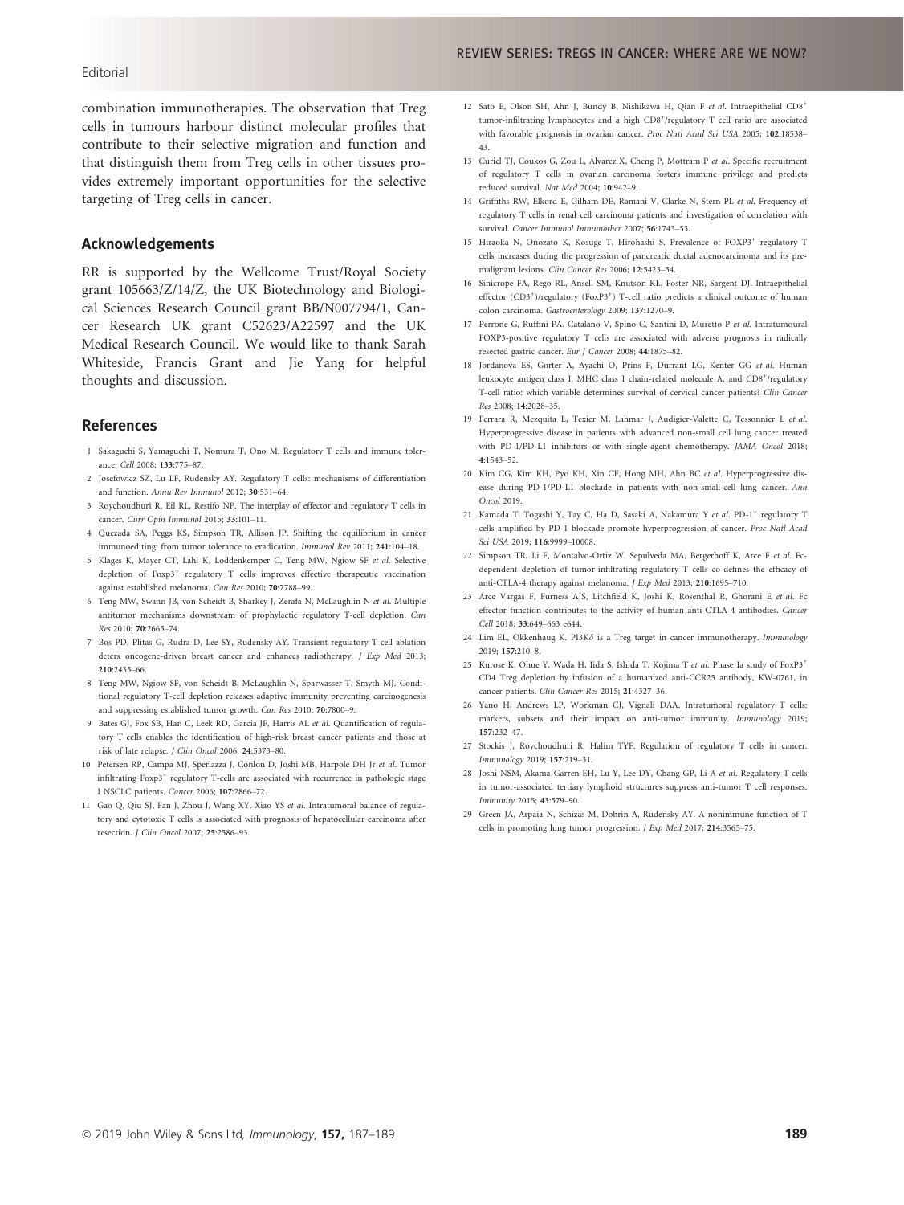combination immunotherapies. The observation that Treg cells in tumours harbour distinct molecular profiles that contribute to their selective migration and function and that distinguish them from Treg cells in other tissues provides extremely important opportunities for the selective targeting of Treg cells in cancer.

## Acknowledgements

RR is supported by the Wellcome Trust/Royal Society grant 105663/Z/14/Z, the UK Biotechnology and Biological Sciences Research Council grant BB/N007794/1, Cancer Research UK grant C52623/A22597 and the UK Medical Research Council. We would like to thank Sarah Whiteside, Francis Grant and Jie Yang for helpful thoughts and discussion.

## References

1. Sakaguchi S, Yamaguchi T, Nomura T, Ono M. Regulatory T cells and immune tolerance. *Cell* 2008; **133**:775–87.
2. Josefowicz SZ, Lu LF, Rudensky AY. Regulatory T cells: mechanisms of differentiation and function. *Annu Rev Immunol* 2012; **30**:531–64.
3. Roychoudhuri R, Eil RL, Restifo NP. The interplay of effector and regulatory T cells in cancer. *Curr Opin Immunol* 2015; **33**:101–11.
4. Quezada SA, Peggs KS, Simpson TR, Allison JP. Shifting the equilibrium in cancer immunoediting: from tumor tolerance to eradication. *Immunol Rev* 2011; **241**:104–18.
5. Klages K, Mayer CT, Lahl K, Loddenkemper C, Teng MW, Ngiow SF *et al.* Selective depletion of Foxp3$^+$ regulatory T cells improves effective therapeutic vaccination against established melanoma. *Can Res* 2010; **70**:7788–99.
6. Teng MW, Swann JB, von Scheidt B, Sharkey J, Zerafa N, McLaughlin N *et al.* Multiple antitumor mechanisms downstream of prophylactic regulatory T-cell depletion. *Can Res* 2010; **70**:2665–74.
7. Bos PD, Plitas G, Rudra D, Lee SY, Rudensky AY. Transient regulatory T cell ablation deters oncogene-driven breast cancer and enhances radiotherapy. *J Exp Med* 2013; **210**:2435–66.
8. Teng MW, Ngiow SF, von Scheidt B, McLaughlin N, Sparwasser T, Smyth MJ. Conditional regulatory T-cell depletion releases adaptive immunity preventing carcinogenesis and suppressing established tumor growth. *Can Res* 2010; **70**:7800–9.
9. Bates GJ, Fox SB, Han C, Leek RD, Garcia JF, Harris AL *et al.* Quantification of regulatory T cells enables the identification of high-risk breast cancer patients and those at risk of late relapse. *J Clin Oncol* 2006; **24**:5373–80.
10. Petersen RP, Campa MJ, Sperlazza J, Conlon D, Joshi MB, Harpole DH Jr *et al.* Tumor infiltrating Foxp3$^+$ regulatory T-cells are associated with recurrence in pathologic stage I NSCLC patients. *Cancer* 2006; **107**:2866–72.
11. Gao Q, Qiu SJ, Fan J, Zhou J, Wang XY, Xiao YS *et al.* Intratumoral balance of regulatory and cytotoxic T cells is associated with prognosis of hepatocellular carcinoma after resection. *J Clin Oncol* 2007; **25**:2586–93.
12. Sato E, Olson SH, Ahn J, Bundy B, Nishikawa H, Qian F *et al.* Intraepithelial CD8$^+$ tumor-infiltrating lymphocytes and a high CD8$^+$/regulatory T cell ratio are associated with favorable prognosis in ovarian cancer. *Proc Natl Acad Sci USA* 2005; **102**:18538–43.
13. Curiel TJ, Coukos G, Zou L, Alvarez X, Cheng P, Mottram P *et al.* Specific recruitment of regulatory T cells in ovarian carcinoma fosters immune privilege and predicts reduced survival. *Nat Med* 2004; **10**:942–9.
14. Griffiths RW, Elkord E, Gilham DE, Ramani V, Clarke N, Stern PL *et al.* Frequency of regulatory T cells in renal cell carcinoma patients and investigation of correlation with survival. *Cancer Immunol Immunother* 2007; **56**:1743–53.
15. Hiraoka N, Onozato K, Kosuge T, Hirohashi S. Prevalence of FOXP3$^+$ regulatory T cells increases during the progression of pancreatic ductal adenocarcinoma and its premalignant lesions. *Clin Cancer Res* 2006; **12**:5423–34.
16. Sinicrope FA, Rego RL, Ansell SM, Knutson KL, Foster NR, Sargent DJ. Intraepithelial effector (CD3$^+$)/regulatory (FoxP3$^+$) T-cell ratio predicts a clinical outcome of human colon carcinoma. *Gastroenterology* 2009; **137**:1270–9.
17. Perrone G, Ruffini PA, Catalano V, Spino C, Santini D, Muretto P *et al.* Intratumoural FOXP3-positive regulatory T cells are associated with adverse prognosis in radically resected gastric cancer. *Eur J Cancer* 2008; **44**:1875–82.
18. Jordanova ES, Gorter A, Ayachi O, Prins F, Durrant LG, Kenter GG *et al.* Human leukocyte antigen class I, MHC class I chain-related molecule A, and CD8$^+$/regulatory T-cell ratio: which variable determines survival of cervical cancer patients? *Clin Cancer Res* 2008; **14**:2028–35.
19. Ferrara R, Mezquita L, Texier M, Lahmar J, Audigier-Valette C, Tessonnier L *et al.* Hyperprogressive disease in patients with advanced non-small cell lung cancer treated with PD-1/PD-L1 inhibitors or with single-agent chemotherapy. *JAMA Oncol* 2018; **4**:1543–52.
20. Kim CG, Kim KH, Pyo KH, Xin CF, Hong MH, Ahn BC *et al.* Hyperprogressive disease during PD-1/PD-L1 blockade in patients with non-small-cell lung cancer. *Ann Oncol* 2019.
21. Kamada T, Togashi Y, Tay C, Ha D, Sasaki A, Nakamura Y *et al.* PD-1$^+$ regulatory T cells amplified by PD-1 blockade promote hyperprogression of cancer. *Proc Natl Acad Sci USA* 2019; **116**:9999–10008.
22. Simpson TR, Li F, Montalvo-Ortiz W, Sepulveda MA, Bergerhoff K, Arce F *et al.* Fc-dependent depletion of tumor-infiltrating regulatory T cells co-defines the efficacy of anti-CTLA-4 therapy against melanoma. *J Exp Med* 2013; **210**:1695–710.
23. Arce Vargas F, Furness AJS, Litchfield K, Joshi K, Rosenthal R, Ghorani E *et al.* Fc effector function contributes to the activity of human anti-CTLA-4 antibodies. *Cancer Cell* 2018; **33**:649–663 e644.
24. Lim EL, Okkenhaug K. PI3K$\delta$ is a Treg target in cancer immunotherapy. *Immunology* 2019; **157**:210–8.
25. Kurose K, Ohue Y, Wada H, Iida S, Ishida T, Kojima T *et al.* Phase Ia study of FoxP3$^+$ CD4 Treg depletion by infusion of a humanized anti-CCR25 antibody, KW-0761, in cancer patients. *Clin Cancer Res* 2015; **21**:4327–36.
26. Yano H, Andrews LP, Workman CJ, Vignali DAA. Intratumoral regulatory T cells: markers, subsets and their impact on anti-tumor immunity. *Immunology* 2019; **157**:232–47.
27. Stockis J, Roychoudhuri R, Halim TYF. Regulation of regulatory T cells in cancer. *Immunology* 2019; **157**:219–31.
28. Joshi NSM, Akama-Garren EH, Lu Y, Lee DY, Chang GP, Li A *et al.* Regulatory T cells in tumor-associated tertiary lymphoid structures suppress anti-tumor T cell responses. *Immunity* 2015; **43**:579–90.
29. Green JA, Arpaia N, Schizas M, Dobrin A, Rudensky AY. A nonimmune function of T cells in promoting lung tumor progression. *J Exp Med* 2017; **214**:3565–75.